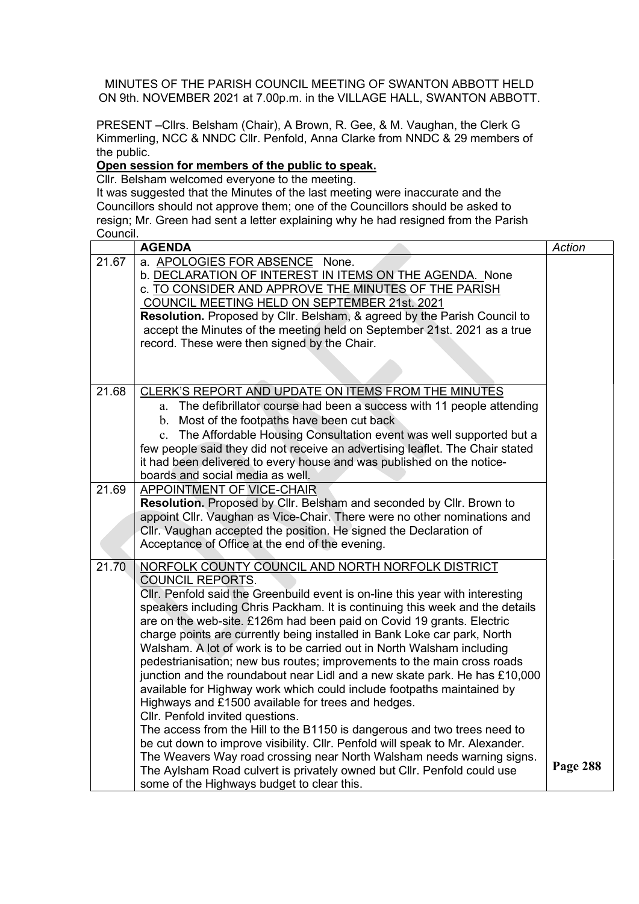MINUTES OF THE PARISH COUNCIL MEETING OF SWANTON ABBOTT HELD ON 9th. NOVEMBER 2021 at 7.00p.m. in the VILLAGE HALL, SWANTON ABBOTT.

PRESENT –Cllrs. Belsham (Chair), A Brown, R. Gee, & M. Vaughan, the Clerk G Kimmerling, NCC & NNDC Cllr. Penfold, Anna Clarke from NNDC & 29 members of the public.

**Open session for members of the public to speak.**

Cllr. Belsham welcomed everyone to the meeting.

It was suggested that the Minutes of the last meeting were inaccurate and the Councillors should not approve them; one of the Councillors should be asked to resign; Mr. Green had sent a letter explaining why he had resigned from the Parish Council.

| | AGENDA | *Action* |
|---|---|---|
| 21.67 | a. APOLOGIES FOR ABSENCE None.<br>b. DECLARATION OF INTEREST IN ITEMS ON THE AGENDA. None<br>c. TO CONSIDER AND APPROVE THE MINUTES OF THE PARISH COUNCIL MEETING HELD ON SEPTEMBER 21st. 2021<br>**Resolution.** Proposed by Cllr. Belsham, & agreed by the Parish Council to accept the Minutes of the meeting held on September 21st. 2021 as a true record. These were then signed by the Chair. | |
| 21.68 | CLERK'S REPORT AND UPDATE ON ITEMS FROM THE MINUTES<br>a. The defibrillator course had been a success with 11 people attending<br>b. Most of the footpaths have been cut back<br>c. The Affordable Housing Consultation event was well supported but a few people said they did not receive an advertising leaflet. The Chair stated it had been delivered to every house and was published on the notice-boards and social media as well. | |
| 21.69 | APPOINTMENT OF VICE-CHAIR<br>**Resolution.** Proposed by Cllr. Belsham and seconded by Cllr. Brown to appoint Cllr. Vaughan as Vice-Chair. There were no other nominations and Cllr. Vaughan accepted the position. He signed the Declaration of Acceptance of Office at the end of the evening. | |
| 21.70 | NORFOLK COUNTY COUNCIL AND NORTH NORFOLK DISTRICT COUNCIL REPORTS.<br>Cllr. Penfold said the Greenbuild event is on-line this year with interesting speakers including Chris Packham. It is continuing this week and the details are on the web-site. £126m had been paid on Covid 19 grants. Electric charge points are currently being installed in Bank Loke car park, North Walsham. A lot of work is to be carried out in North Walsham including pedestrianisation; new bus routes; improvements to the main cross roads junction and the roundabout near Lidl and a new skate park. He has £10,000 available for Highway work which could include footpaths maintained by Highways and £1500 available for trees and hedges.<br>Cllr. Penfold invited questions.<br>The access from the Hill to the B1150 is dangerous and two trees need to be cut down to improve visibility. Cllr. Penfold will speak to Mr. Alexander.<br>The Weavers Way road crossing near North Walsham needs warning signs.<br>The Aylsham Road culvert is privately owned but Cllr. Penfold could use some of the Highways budget to clear this. | |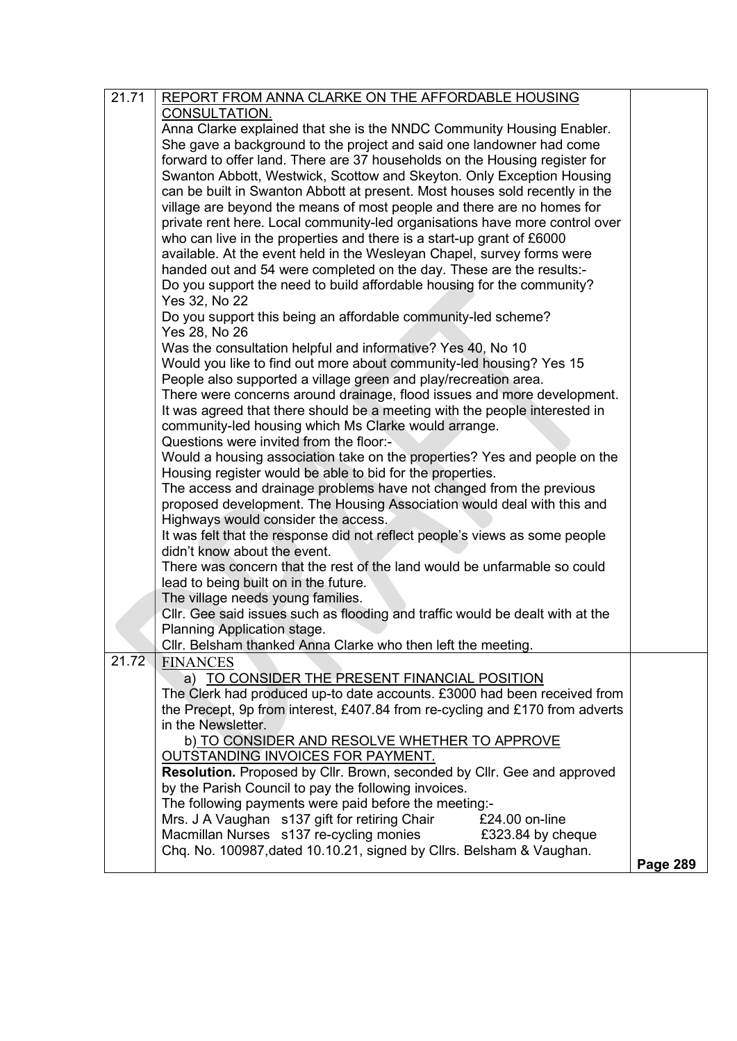| | | |
|---|---|---|
| 21.71 | <u>REPORT FROM ANNA CLARKE ON THE AFFORDABLE HOUSING CONSULTATION.</u><br>Anna Clarke explained that she is the NNDC Community Housing Enabler. She gave a background to the project and said one landowner had come forward to offer land. There are 37 households on the Housing register for Swanton Abbott, Westwick, Scottow and Skeyton. Only Exception Housing can be built in Swanton Abbott at present. Most houses sold recently in the village are beyond the means of most people and there are no homes for private rent here. Local community-led organisations have more control over who can live in the properties and there is a start-up grant of £6000 available. At the event held in the Wesleyan Chapel, survey forms were handed out and 54 were completed on the day. These are the results:-<br>Do you support the need to build affordable housing for the community? Yes 32, No 22<br>Do you support this being an affordable community-led scheme? Yes 28, No 26<br>Was the consultation helpful and informative? Yes 40, No 10<br>Would you like to find out more about community-led housing? Yes 15<br>People also supported a village green and play/recreation area.<br>There were concerns around drainage, flood issues and more development.<br>It was agreed that there should be a meeting with the people interested in community-led housing which Ms Clarke would arrange.<br>Questions were invited from the floor:-<br>Would a housing association take on the properties? Yes and people on the Housing register would be able to bid for the properties.<br>The access and drainage problems have not changed from the previous proposed development. The Housing Association would deal with this and Highways would consider the access.<br>It was felt that the response did not reflect people's views as some people didn't know about the event.<br>There was concern that the rest of the land would be unfarmable so could lead to being built on in the future.<br>The village needs young families.<br>Cllr. Gee said issues such as flooding and traffic would be dealt with at the Planning Application stage.<br>Cllr. Belsham thanked Anna Clarke who then left the meeting. | |
| 21.72 | <u>FINANCES</u><br>a) <u>TO CONSIDER THE PRESENT FINANCIAL POSITION</u><br>The Clerk had produced up-to date accounts. £3000 had been received from the Precept, 9p from interest, £407.84 from re-cycling and £170 from adverts in the Newsletter.<br>b) <u>TO CONSIDER AND RESOLVE WHETHER TO APPROVE OUTSTANDING INVOICES FOR PAYMENT.</u><br>**Resolution.** Proposed by Cllr. Brown, seconded by Cllr. Gee and approved by the Parish Council to pay the following invoices.<br>The following payments were paid before the meeting:-<br>Mrs. J A Vaughan s137 gift for retiring Chair £24.00 on-line<br>Macmillan Nurses s137 re-cycling monies £323.84 by cheque<br>Chq. No. 100987,dated 10.10.21, signed by Cllrs. Belsham & Vaughan. | |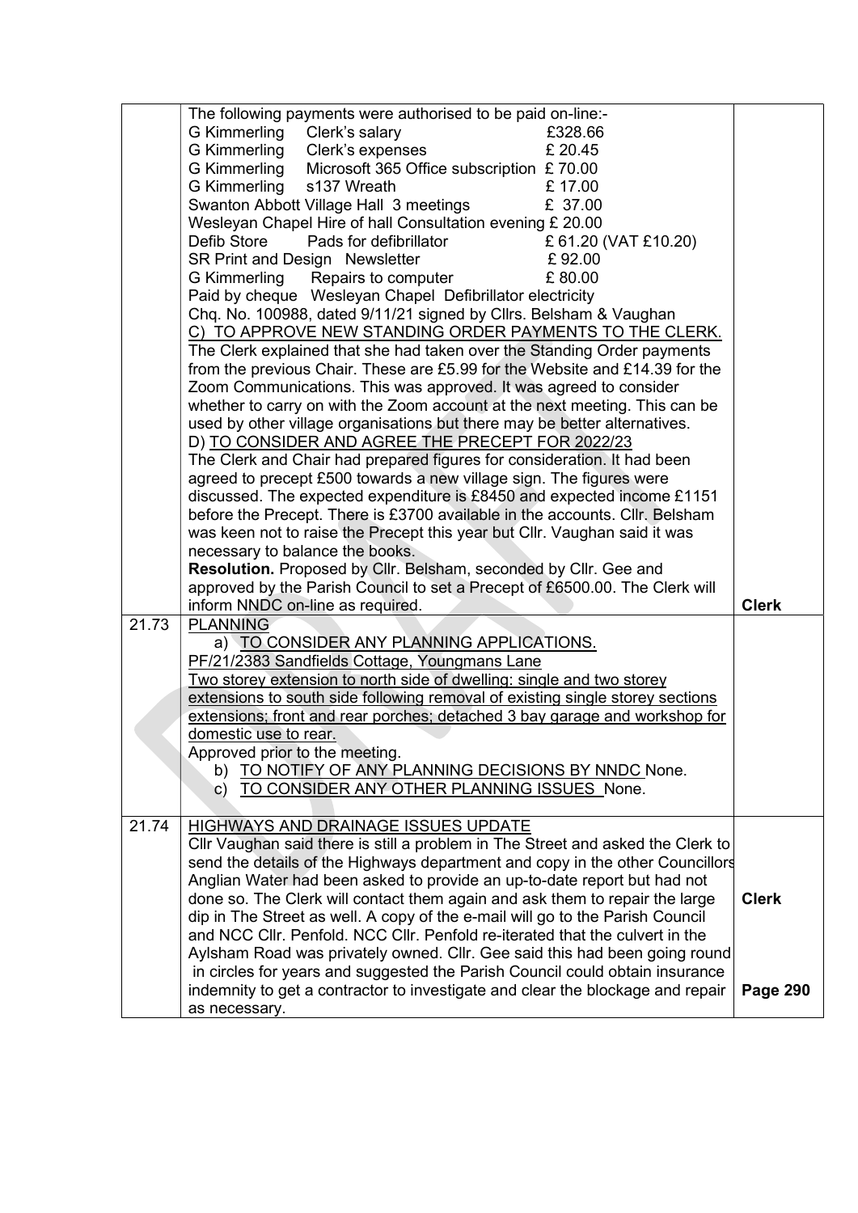| | | |
|---|---|---|
| | The following payments were authorised to be paid on-line:-<br>G Kimmerling Clerk's salary £328.66<br>G Kimmerling Clerk's expenses £ 20.45<br>G Kimmerling Microsoft 365 Office subscription £ 70.00<br>G Kimmerling s137 Wreath £ 17.00<br>Swanton Abbott Village Hall 3 meetings £ 37.00<br>Wesleyan Chapel Hire of hall Consultation evening £ 20.00<br>Defib Store Pads for defibrillator £ 61.20 (VAT £10.20)<br>SR Print and Design Newsletter £ 92.00<br>G Kimmerling Repairs to computer £ 80.00<br>Paid by cheque Wesleyan Chapel Defibrillator electricity<br>Chq. No. 100988, dated 9/11/21 signed by Cllrs. Belsham & Vaughan<br>C) TO APPROVE NEW STANDING ORDER PAYMENTS TO THE CLERK.<br>The Clerk explained that she had taken over the Standing Order payments from the previous Chair. These are £5.99 for the Website and £14.39 for the Zoom Communications. This was approved. It was agreed to consider whether to carry on with the Zoom account at the next meeting. This can be used by other village organisations but there may be better alternatives.<br>D) TO CONSIDER AND AGREE THE PRECEPT FOR 2022/23<br>The Clerk and Chair had prepared figures for consideration. It had been agreed to precept £500 towards a new village sign. The figures were discussed. The expected expenditure is £8450 and expected income £1151 before the Precept. There is £3700 available in the accounts. Cllr. Belsham was keen not to raise the Precept this year but Cllr. Vaughan said it was necessary to balance the books.<br>**Resolution.** Proposed by Cllr. Belsham, seconded by Cllr. Gee and approved by the Parish Council to set a Precept of £6500.00. The Clerk will inform NNDC on-line as required. | **Clerk** |
| 21.73 | PLANNING<br>a) TO CONSIDER ANY PLANNING APPLICATIONS.<br>PF/21/2383 Sandfields Cottage, Youngmans Lane<br>Two storey extension to north side of dwelling: single and two storey extensions to south side following removal of existing single storey sections extensions; front and rear porches; detached 3 bay garage and workshop for domestic use to rear.<br>Approved prior to the meeting.<br>b) TO NOTIFY OF ANY PLANNING DECISIONS BY NNDC None.<br>c) TO CONSIDER ANY OTHER PLANNING ISSUES None. | |
| 21.74 | HIGHWAYS AND DRAINAGE ISSUES UPDATE<br>Cllr Vaughan said there is still a problem in The Street and asked the Clerk to send the details of the Highways department and copy in the other Councillors Anglian Water had been asked to provide an up-to-date report but had not done so. The Clerk will contact them again and ask them to repair the large dip in The Street as well. A copy of the e-mail will go to the Parish Council and NCC Cllr. Penfold. NCC Cllr. Penfold re-iterated that the culvert in the Aylsham Road was privately owned. Cllr. Gee said this had been going round in circles for years and suggested the Parish Council could obtain insurance indemnity to get a contractor to investigate and clear the blockage and repair as necessary. | **Clerk**<br><br>**Page 290** |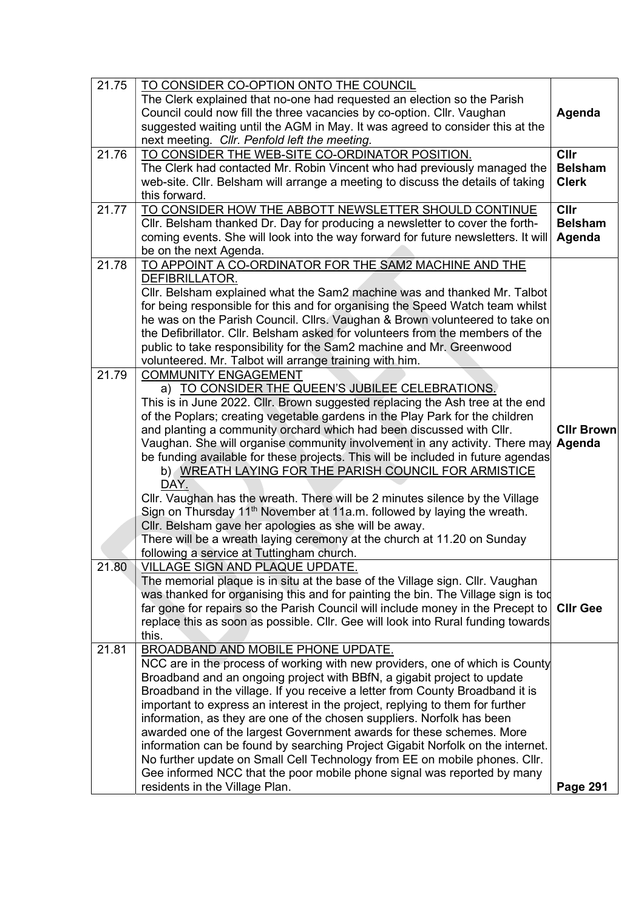| | | |
|---|---|---|
| 21.75 | TO CONSIDER CO-OPTION ONTO THE COUNCIL<br>The Clerk explained that no-one had requested an election so the Parish Council could now fill the three vacancies by co-option. Cllr. Vaughan suggested waiting until the AGM in May. It was agreed to consider this at the next meeting. *Cllr. Penfold left the meeting.* | **Agenda** |
| 21.76 | TO CONSIDER THE WEB-SITE CO-ORDINATOR POSITION.<br>The Clerk had contacted Mr. Robin Vincent who had previously managed the web-site. Cllr. Belsham will arrange a meeting to discuss the details of taking this forward. | **Cllr Belsham Clerk** |
| 21.77 | TO CONSIDER HOW THE ABBOTT NEWSLETTER SHOULD CONTINUE<br>Cllr. Belsham thanked Dr. Day for producing a newsletter to cover the forth-coming events. She will look into the way forward for future newsletters. It will be on the next Agenda. | **Cllr Belsham Agenda** |
| 21.78 | TO APPOINT A CO-ORDINATOR FOR THE SAM2 MACHINE AND THE DEFIBRILLATOR.<br>Cllr. Belsham explained what the Sam2 machine was and thanked Mr. Talbot for being responsible for this and for organising the Speed Watch team whilst he was on the Parish Council. Cllrs. Vaughan & Brown volunteered to take on the Defibrillator. Cllr. Belsham asked for volunteers from the members of the public to take responsibility for the Sam2 machine and Mr. Greenwood volunteered. Mr. Talbot will arrange training with him. | |
| 21.79 | COMMUNITY ENGAGEMENT<br>a) TO CONSIDER THE QUEEN'S JUBILEE CELEBRATIONS.<br>This is in June 2022. Cllr. Brown suggested replacing the Ash tree at the end of the Poplars; creating vegetable gardens in the Play Park for the children and planting a community orchard which had been discussed with Cllr. Vaughan. She will organise community involvement in any activity. There may be funding available for these projects. This will be included in future agendas<br>b) WREATH LAYING FOR THE PARISH COUNCIL FOR ARMISTICE DAY.<br>Cllr. Vaughan has the wreath. There will be 2 minutes silence by the Village Sign on Thursday 11th November at 11a.m. followed by laying the wreath. Cllr. Belsham gave her apologies as she will be away.<br>There will be a wreath laying ceremony at the church at 11.20 on Sunday following a service at Tuttingham church. | **Cllr Brown Agenda** |
| 21.80 | VILLAGE SIGN AND PLAQUE UPDATE.<br>The memorial plaque is in situ at the base of the Village sign. Cllr. Vaughan was thanked for organising this and for painting the bin. The Village sign is too far gone for repairs so the Parish Council will include money in the Precept to replace this as soon as possible. Cllr. Gee will look into Rural funding towards this. | **Cllr Gee** |
| 21.81 | BROADBAND AND MOBILE PHONE UPDATE.<br>NCC are in the process of working with new providers, one of which is County Broadband and an ongoing project with BBfN, a gigabit project to update Broadband in the village. If you receive a letter from County Broadband it is important to express an interest in the project, replying to them for further information, as they are one of the chosen suppliers. Norfolk has been awarded one of the largest Government awards for these schemes. More information can be found by searching Project Gigabit Norfolk on the internet. No further update on Small Cell Technology from EE on mobile phones. Cllr. Gee informed NCC that the poor mobile phone signal was reported by many residents in the Village Plan. | |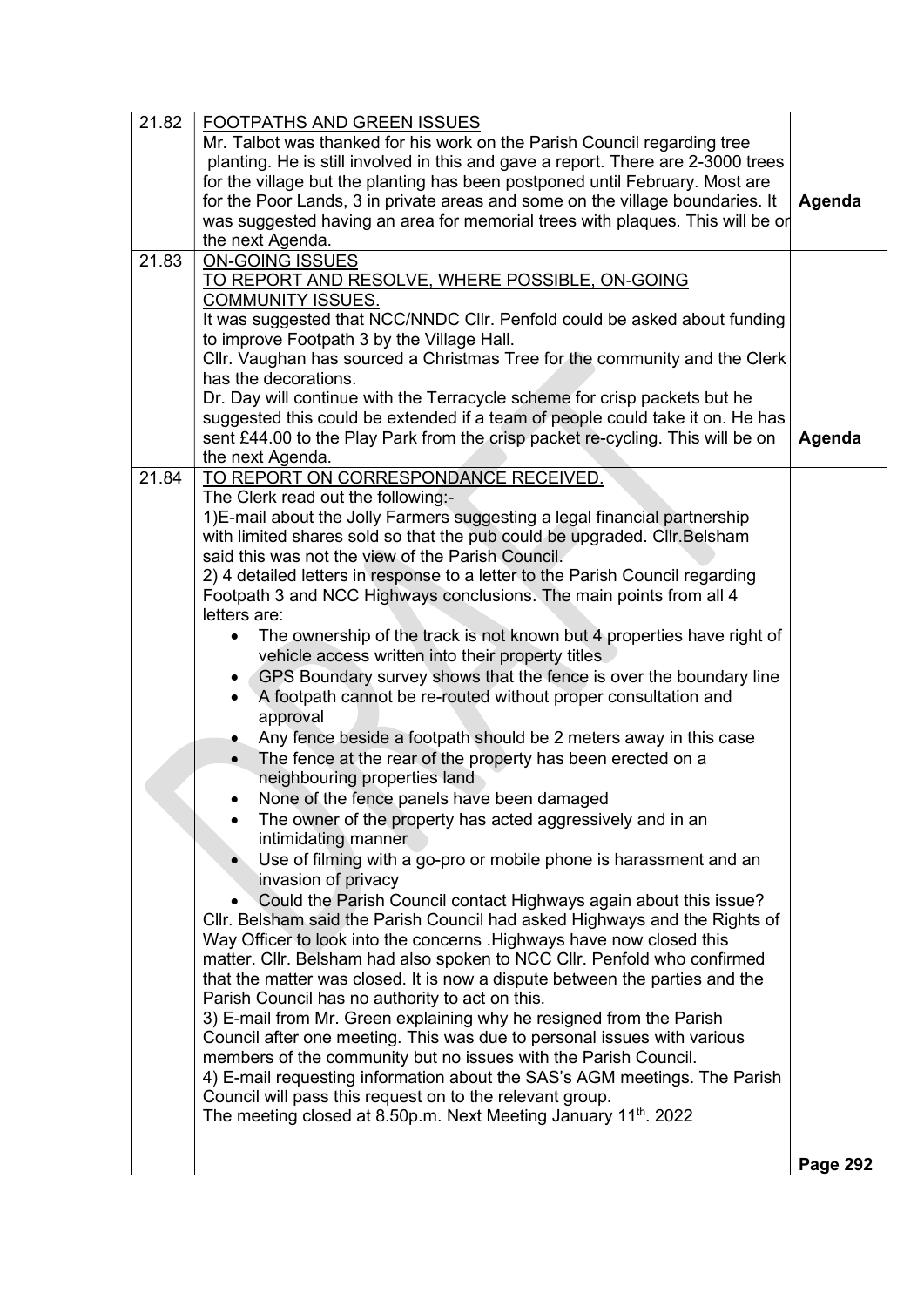| | | |
|---|---|---|
| 21.82 | <u>FOOTPATHS AND GREEN ISSUES</u><br>Mr. Talbot was thanked for his work on the Parish Council regarding tree planting. He is still involved in this and gave a report. There are 2-3000 trees for the village but the planting has been postponed until February. Most are for the Poor Lands, 3 in private areas and some on the village boundaries. It was suggested having an area for memorial trees with plaques. This will be on the next Agenda. | **Agenda** |
| 21.83 | <u>ON-GOING ISSUES</u><br><u>TO REPORT AND RESOLVE, WHERE POSSIBLE, ON-GOING COMMUNITY ISSUES.</u><br>It was suggested that NCC/NNDC Cllr. Penfold could be asked about funding to improve Footpath 3 by the Village Hall.<br>Cllr. Vaughan has sourced a Christmas Tree for the community and the Clerk has the decorations.<br>Dr. Day will continue with the Terracycle scheme for crisp packets but he suggested this could be extended if a team of people could take it on. He has sent £44.00 to the Play Park from the crisp packet re-cycling. This will be on the next Agenda. | **Agenda** |
| 21.84 | <u>TO REPORT ON CORRESPONDANCE RECEIVED.</u><br>The Clerk read out the following:-<br>1)E-mail about the Jolly Farmers suggesting a legal financial partnership with limited shares sold so that the pub could be upgraded. Cllr.Belsham said this was not the view of the Parish Council.<br>2) 4 detailed letters in response to a letter to the Parish Council regarding Footpath 3 and NCC Highways conclusions. The main points from all 4 letters are:<br>• The ownership of the track is not known but 4 properties have right of vehicle access written into their property titles<br>• GPS Boundary survey shows that the fence is over the boundary line<br>• A footpath cannot be re-routed without proper consultation and approval<br>• Any fence beside a footpath should be 2 meters away in this case<br>• The fence at the rear of the property has been erected on a neighbouring properties land<br>• None of the fence panels have been damaged<br>• The owner of the property has acted aggressively and in an intimidating manner<br>• Use of filming with a go-pro or mobile phone is harassment and an invasion of privacy<br>• Could the Parish Council contact Highways again about this issue?<br>Cllr. Belsham said the Parish Council had asked Highways and the Rights of Way Officer to look into the concerns .Highways have now closed this matter. Cllr. Belsham had also spoken to NCC Cllr. Penfold who confirmed that the matter was closed. It is now a dispute between the parties and the Parish Council has no authority to act on this.<br>3) E-mail from Mr. Green explaining why he resigned from the Parish Council after one meeting. This was due to personal issues with various members of the community but no issues with the Parish Council.<br>4) E-mail requesting information about the SAS's AGM meetings. The Parish Council will pass this request on to the relevant group.<br>The meeting closed at 8.50p.m. Next Meeting January 11th. 2022 | |